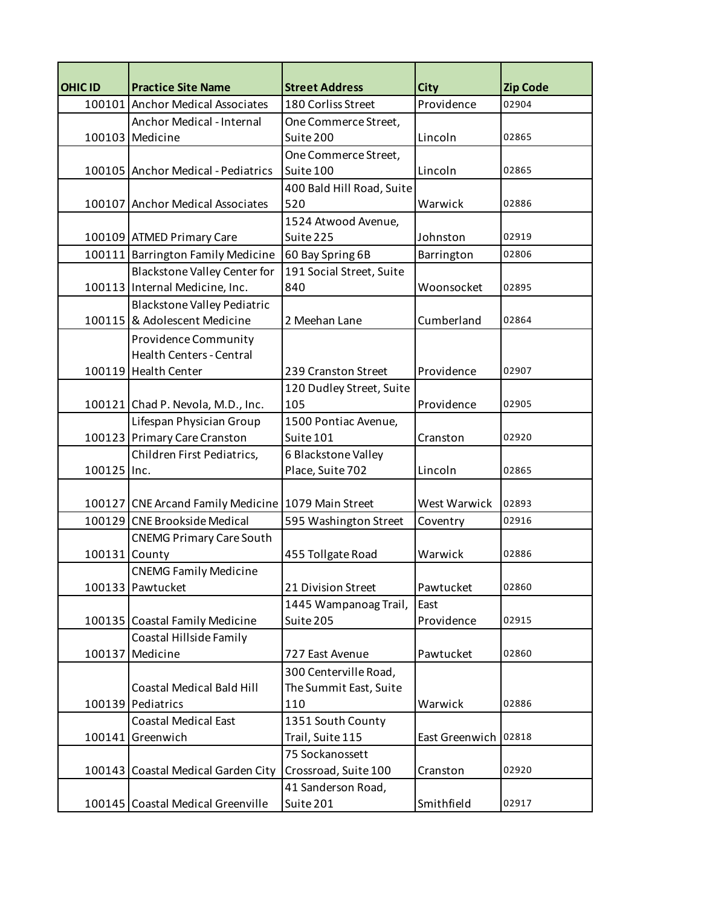| OHIC ID | Practice Site Name | Street Address | City | Zip Code |
| --- | --- | --- | --- | --- |
| 100101 | Anchor Medical Associates | 180 Corliss Street | Providence | 02904 |
| 100103 | Anchor Medical - Internal Medicine | One Commerce Street, Suite 200 | Lincoln | 02865 |
| 100105 | Anchor Medical - Pediatrics | One Commerce Street, Suite 100 | Lincoln | 02865 |
| 100107 | Anchor Medical Associates | 400 Bald Hill Road, Suite 520 | Warwick | 02886 |
| 100109 | ATMED Primary Care | 1524 Atwood Avenue, Suite 225 | Johnston | 02919 |
| 100111 | Barrington Family Medicine | 60 Bay Spring 6B | Barrington | 02806 |
| 100113 | Blackstone Valley Center for Internal Medicine, Inc. | 191 Social Street, Suite 840 | Woonsocket | 02895 |
| 100115 | Blackstone Valley Pediatric & Adolescent Medicine | 2 Meehan Lane | Cumberland | 02864 |
| 100119 | Providence Community Health Centers - Central Health Center | 239 Cranston Street | Providence | 02907 |
| 100121 | Chad P. Nevola, M.D., Inc. | 120 Dudley Street, Suite 105 | Providence | 02905 |
| 100123 | Lifespan Physician Group Primary Care Cranston | 1500 Pontiac Avenue, Suite 101 | Cranston | 02920 |
| 100125 | Children First Pediatrics, Inc. | 6 Blackstone Valley Place, Suite 702 | Lincoln | 02865 |
| 100127 | CNE Arcand Family Medicine | 1079 Main Street | West Warwick | 02893 |
| 100129 | CNE Brookside Medical | 595 Washington Street | Coventry | 02916 |
| 100131 | CNEMG Primary Care South County | 455 Tollgate Road | Warwick | 02886 |
| 100133 | CNEMG Family Medicine Pawtucket | 21 Division Street | Pawtucket | 02860 |
| 100135 | Coastal Family Medicine | 1445 Wampanoag Trail, Suite 205 | East Providence | 02915 |
| 100137 | Coastal Hillside Family Medicine | 727 East Avenue | Pawtucket | 02860 |
| 100139 | Coastal Medical Bald Hill Pediatrics | 300 Centerville Road, The Summit East, Suite 110 | Warwick | 02886 |
| 100141 | Coastal Medical East Greenwich | 1351 South County Trail, Suite 115 | East Greenwich | 02818 |
| 100143 | Coastal Medical Garden City | 75 Sockanossett Crossroad, Suite 100 | Cranston | 02920 |
| 100145 | Coastal Medical Greenville | 41 Sanderson Road, Suite 201 | Smithfield | 02917 |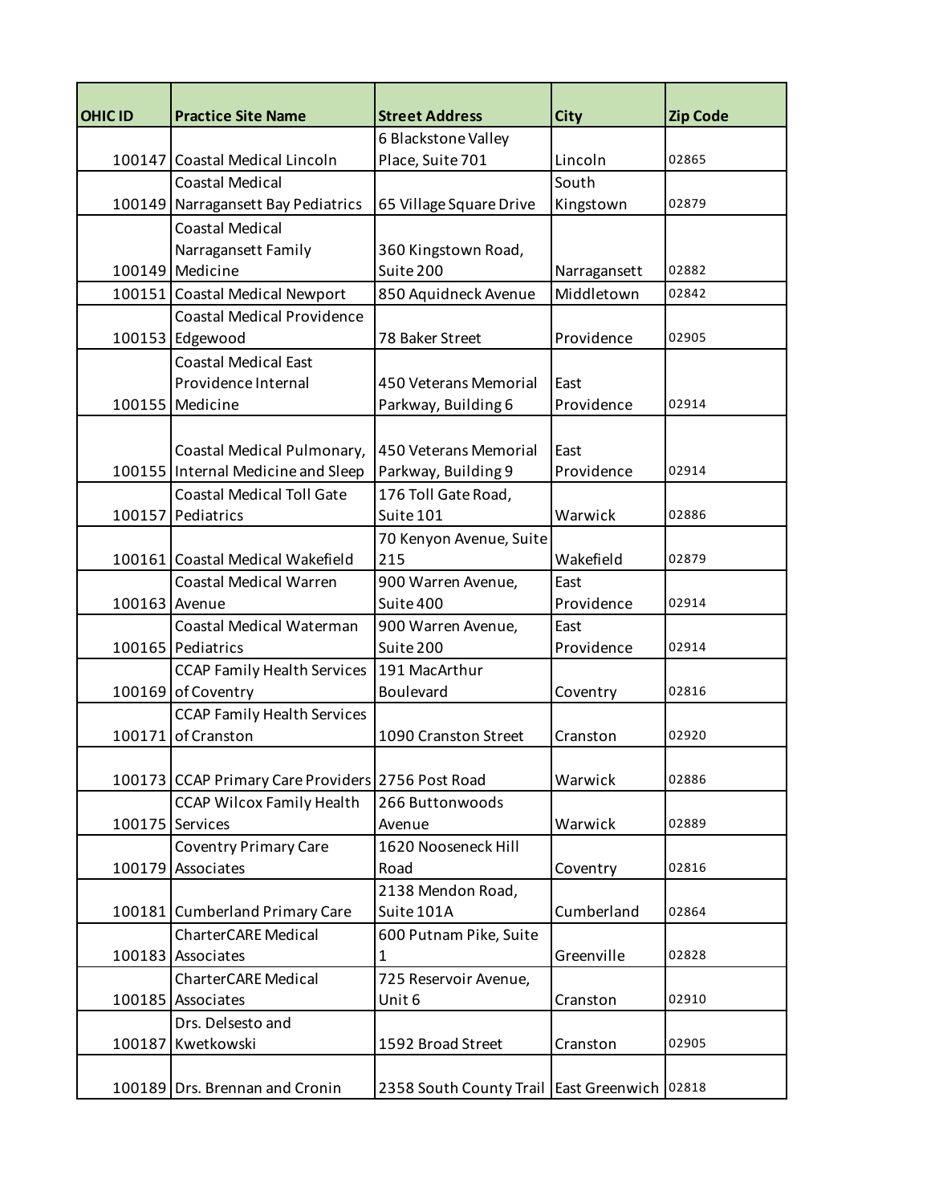| OHIC ID | Practice Site Name | Street Address | City | Zip Code |
| --- | --- | --- | --- | --- |
| 100147 | Coastal Medical Lincoln | 6 Blackstone Valley Place, Suite 701 | Lincoln | 02865 |
| 100149 | Coastal Medical Narragansett Bay Pediatrics | 65 Village Square Drive | South Kingstown | 02879 |
| 100149 | Coastal Medical Narragansett Family Medicine | 360 Kingstown Road, Suite 200 | Narragansett | 02882 |
| 100151 | Coastal Medical Newport | 850 Aquidneck Avenue | Middletown | 02842 |
| 100153 | Coastal Medical Providence Edgewood | 78 Baker Street | Providence | 02905 |
| 100155 | Coastal Medical East Providence Internal Medicine | 450 Veterans Memorial Parkway, Building 6 | East Providence | 02914 |
| 100155 | Coastal Medical Pulmonary, Internal Medicine and Sleep | 450 Veterans Memorial Parkway, Building 9 | East Providence | 02914 |
| 100157 | Coastal Medical Toll Gate Pediatrics | 176 Toll Gate Road, Suite 101 | Warwick | 02886 |
| 100161 | Coastal Medical Wakefield | 70 Kenyon Avenue, Suite 215 | Wakefield | 02879 |
| 100163 | Coastal Medical Warren Avenue | 900 Warren Avenue, Suite 400 | East Providence | 02914 |
| 100165 | Coastal Medical Waterman Pediatrics | 900 Warren Avenue, Suite 200 | East Providence | 02914 |
| 100169 | CCAP Family Health Services of Coventry | 191 MacArthur Boulevard | Coventry | 02816 |
| 100171 | CCAP Family Health Services of Cranston | 1090 Cranston Street | Cranston | 02920 |
| 100173 | CCAP Primary Care Providers | 2756 Post Road | Warwick | 02886 |
| 100175 | CCAP Wilcox Family Health Services | 266 Buttonwoods Avenue | Warwick | 02889 |
| 100179 | Coventry Primary Care Associates | 1620 Nooseneck Hill Road | Coventry | 02816 |
| 100181 | Cumberland Primary Care | 2138 Mendon Road, Suite 101A | Cumberland | 02864 |
| 100183 | CharterCARE Medical Associates | 600 Putnam Pike, Suite 1 | Greenville | 02828 |
| 100185 | CharterCARE Medical Associates | 725 Reservoir Avenue, Unit 6 | Cranston | 02910 |
| 100187 | Drs. Delsesto and Kwetkowski | 1592 Broad Street | Cranston | 02905 |
| 100189 | Drs. Brennan and Cronin | 2358 South County Trail | East Greenwich | 02818 |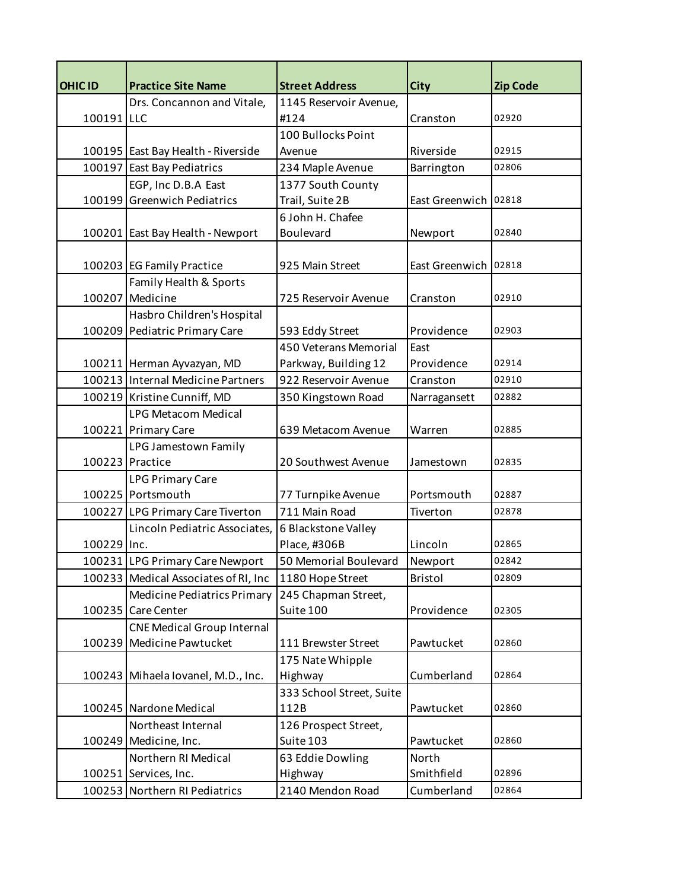| OHIC ID | Practice Site Name | Street Address | City | Zip Code |
| --- | --- | --- | --- | --- |
| 100191 | Drs. Concannon and Vitale, LLC | 1145 Reservoir Avenue, #124 | Cranston | 02920 |
| 100195 | East Bay Health - Riverside | 100 Bullocks Point Avenue | Riverside | 02915 |
| 100197 | East Bay Pediatrics | 234 Maple Avenue | Barrington | 02806 |
| 100199 | EGP, Inc D.B.A East Greenwich Pediatrics | 1377 South County Trail, Suite 2B | East Greenwich | 02818 |
| 100201 | East Bay Health - Newport | 6 John H. Chafee Boulevard | Newport | 02840 |
| 100203 | EG Family Practice | 925 Main Street | East Greenwich | 02818 |
| 100207 | Family Health & Sports Medicine | 725 Reservoir Avenue | Cranston | 02910 |
| 100209 | Hasbro Children's Hospital Pediatric Primary Care | 593 Eddy Street | Providence | 02903 |
| 100211 | Herman Ayvazyan, MD | 450 Veterans Memorial Parkway, Building 12 | East Providence | 02914 |
| 100213 | Internal Medicine Partners | 922 Reservoir Avenue | Cranston | 02910 |
| 100219 | Kristine Cunniff, MD | 350 Kingstown Road | Narragansett | 02882 |
| 100221 | LPG Metacom Medical Primary Care | 639 Metacom Avenue | Warren | 02885 |
| 100223 | LPG Jamestown Family Practice | 20 Southwest Avenue | Jamestown | 02835 |
| 100225 | LPG Primary Care Portsmouth | 77 Turnpike Avenue | Portsmouth | 02887 |
| 100227 | LPG Primary Care Tiverton | 711 Main Road | Tiverton | 02878 |
| 100229 | Lincoln Pediatric Associates, Inc. | 6 Blackstone Valley Place, #306B | Lincoln | 02865 |
| 100231 | LPG Primary Care Newport | 50 Memorial Boulevard | Newport | 02842 |
| 100233 | Medical Associates of RI, Inc | 1180 Hope Street | Bristol | 02809 |
| 100235 | Medicine Pediatrics Primary Care Center | 245 Chapman Street, Suite 100 | Providence | 02305 |
| 100239 | CNE Medical Group Internal Medicine Pawtucket | 111 Brewster Street | Pawtucket | 02860 |
| 100243 | Mihaela Iovanel, M.D., Inc. | 175 Nate Whipple Highway | Cumberland | 02864 |
| 100245 | Nardone Medical | 333 School Street, Suite 112B | Pawtucket | 02860 |
| 100249 | Northeast Internal Medicine, Inc. | 126 Prospect Street, Suite 103 | Pawtucket | 02860 |
| 100251 | Northern RI Medical Services, Inc. | 63 Eddie Dowling Highway | North Smithfield | 02896 |
| 100253 | Northern RI Pediatrics | 2140 Mendon Road | Cumberland | 02864 |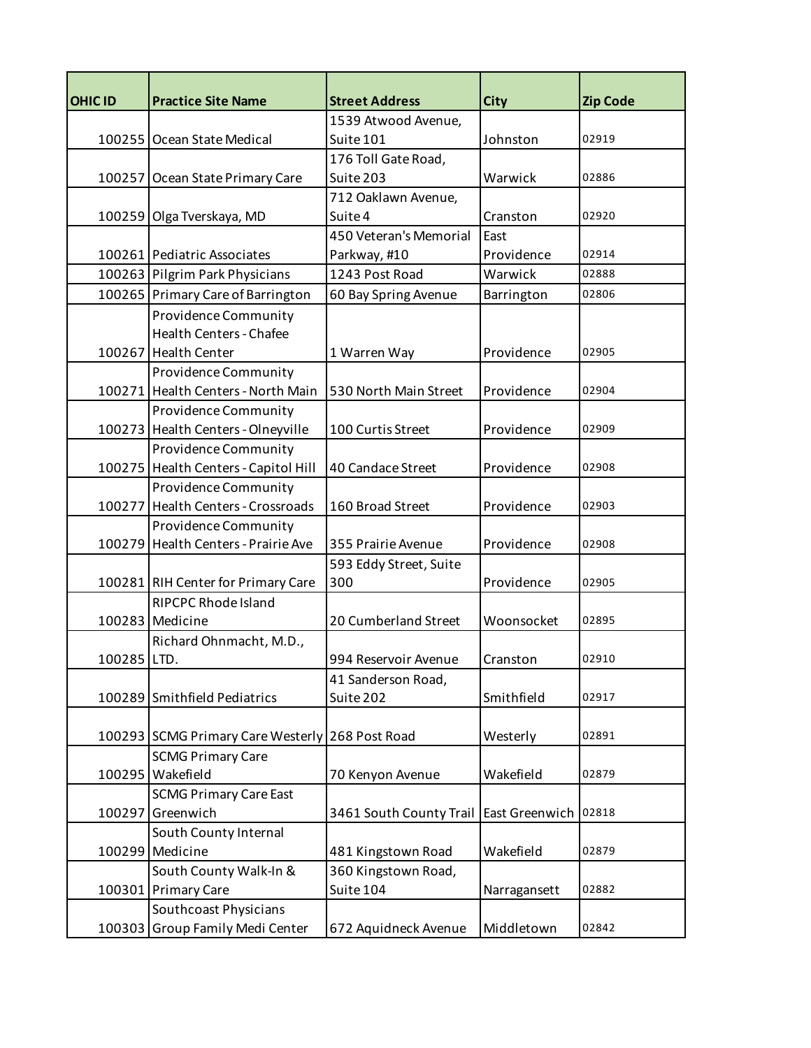| OHIC ID | Practice Site Name | Street Address | City | Zip Code |
|---|---|---|---|---|
| 100255 | Ocean State Medical | 1539 Atwood Avenue, Suite 101 | Johnston | 02919 |
| 100257 | Ocean State Primary Care | 176 Toll Gate Road, Suite 203 | Warwick | 02886 |
| 100259 | Olga Tverskaya, MD | 712 Oaklawn Avenue, Suite 4 | Cranston | 02920 |
| 100261 | Pediatric Associates | 450 Veteran's Memorial Parkway, #10 | East Providence | 02914 |
| 100263 | Pilgrim Park Physicians | 1243 Post Road | Warwick | 02888 |
| 100265 | Primary Care of Barrington | 60 Bay Spring Avenue | Barrington | 02806 |
| 100267 | Providence Community Health Centers - Chafee Health Center | 1 Warren Way | Providence | 02905 |
| 100271 | Providence Community Health Centers - North Main | 530 North Main Street | Providence | 02904 |
| 100273 | Providence Community Health Centers - Olneyville | 100 Curtis Street | Providence | 02909 |
| 100275 | Providence Community Health Centers - Capitol Hill | 40 Candace Street | Providence | 02908 |
| 100277 | Providence Community Health Centers - Crossroads | 160 Broad Street | Providence | 02903 |
| 100279 | Providence Community Health Centers - Prairie Ave | 355 Prairie Avenue | Providence | 02908 |
| 100281 | RIH Center for Primary Care | 593 Eddy Street, Suite 300 | Providence | 02905 |
| 100283 | RIPCPC Rhode Island Medicine | 20 Cumberland Street | Woonsocket | 02895 |
| 100285 | Richard Ohnmacht, M.D., LTD. | 994 Reservoir Avenue | Cranston | 02910 |
| 100289 | Smithfield Pediatrics | 41 Sanderson Road, Suite 202 | Smithfield | 02917 |
| 100293 | SCMG Primary Care Westerly | 268 Post Road | Westerly | 02891 |
| 100295 | SCMG Primary Care Wakefield | 70 Kenyon Avenue | Wakefield | 02879 |
| 100297 | SCMG Primary Care East Greenwich | 3461 South County Trail | East Greenwich | 02818 |
| 100299 | South County Internal Medicine | 481 Kingstown Road | Wakefield | 02879 |
| 100301 | South County Walk-In & Primary Care | 360 Kingstown Road, Suite 104 | Narragansett | 02882 |
| 100303 | Southcoast Physicians Group Family Medi Center | 672 Aquidneck Avenue | Middletown | 02842 |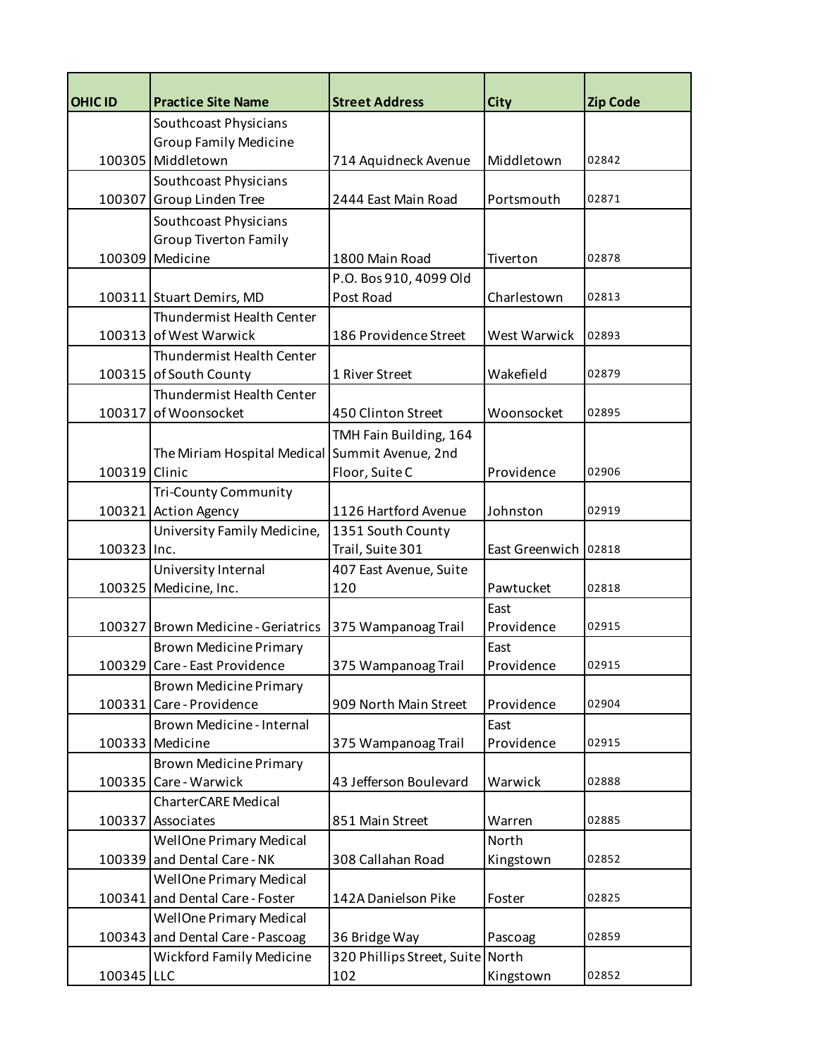| OHIC ID | Practice Site Name | Street Address | City | Zip Code |
| --- | --- | --- | --- | --- |
| 100305 | Southcoast Physicians Group Family Medicine Middletown | 714 Aquidneck Avenue | Middletown | 02842 |
| 100307 | Southcoast Physicians Group Linden Tree | 2444 East Main Road | Portsmouth | 02871 |
| 100309 | Southcoast Physicians Group Tiverton Family Medicine | 1800 Main Road | Tiverton | 02878 |
| 100311 | Stuart Demirs, MD | P.O. Bos 910, 4099 Old Post Road | Charlestown | 02813 |
| 100313 | Thundermist Health Center of West Warwick | 186 Providence Street | West Warwick | 02893 |
| 100315 | Thundermist Health Center of South County | 1 River Street | Wakefield | 02879 |
| 100317 | Thundermist Health Center of Woonsocket | 450 Clinton Street | Woonsocket | 02895 |
| 100319 | The Miriam Hospital Medical Clinic | TMH Fain Building, 164 Summit Avenue, 2nd Floor, Suite C | Providence | 02906 |
| 100321 | Tri-County Community Action Agency | 1126 Hartford Avenue | Johnston | 02919 |
| 100323 | University Family Medicine, Inc. | 1351 South County Trail, Suite 301 | East Greenwich | 02818 |
| 100325 | University Internal Medicine, Inc. | 407 East Avenue, Suite 120 | Pawtucket | 02818 |
| 100327 | Brown Medicine - Geriatrics | 375 Wampanoag Trail | East Providence | 02915 |
| 100329 | Brown Medicine Primary Care - East Providence | 375 Wampanoag Trail | East Providence | 02915 |
| 100331 | Brown Medicine Primary Care - Providence | 909 North Main Street | Providence | 02904 |
| 100333 | Brown Medicine - Internal Medicine | 375 Wampanoag Trail | East Providence | 02915 |
| 100335 | Brown Medicine Primary Care - Warwick | 43 Jefferson Boulevard | Warwick | 02888 |
| 100337 | CharterCARE Medical Associates | 851 Main Street | Warren | 02885 |
| 100339 | WellOne Primary Medical and Dental Care - NK | 308 Callahan Road | North Kingstown | 02852 |
| 100341 | WellOne Primary Medical and Dental Care - Foster | 142A Danielson Pike | Foster | 02825 |
| 100343 | WellOne Primary Medical and Dental Care - Pascoag | 36 Bridge Way | Pascoag | 02859 |
| 100345 | Wickford Family Medicine LLC | 320 Phillips Street, Suite 102 | North Kingstown | 02852 |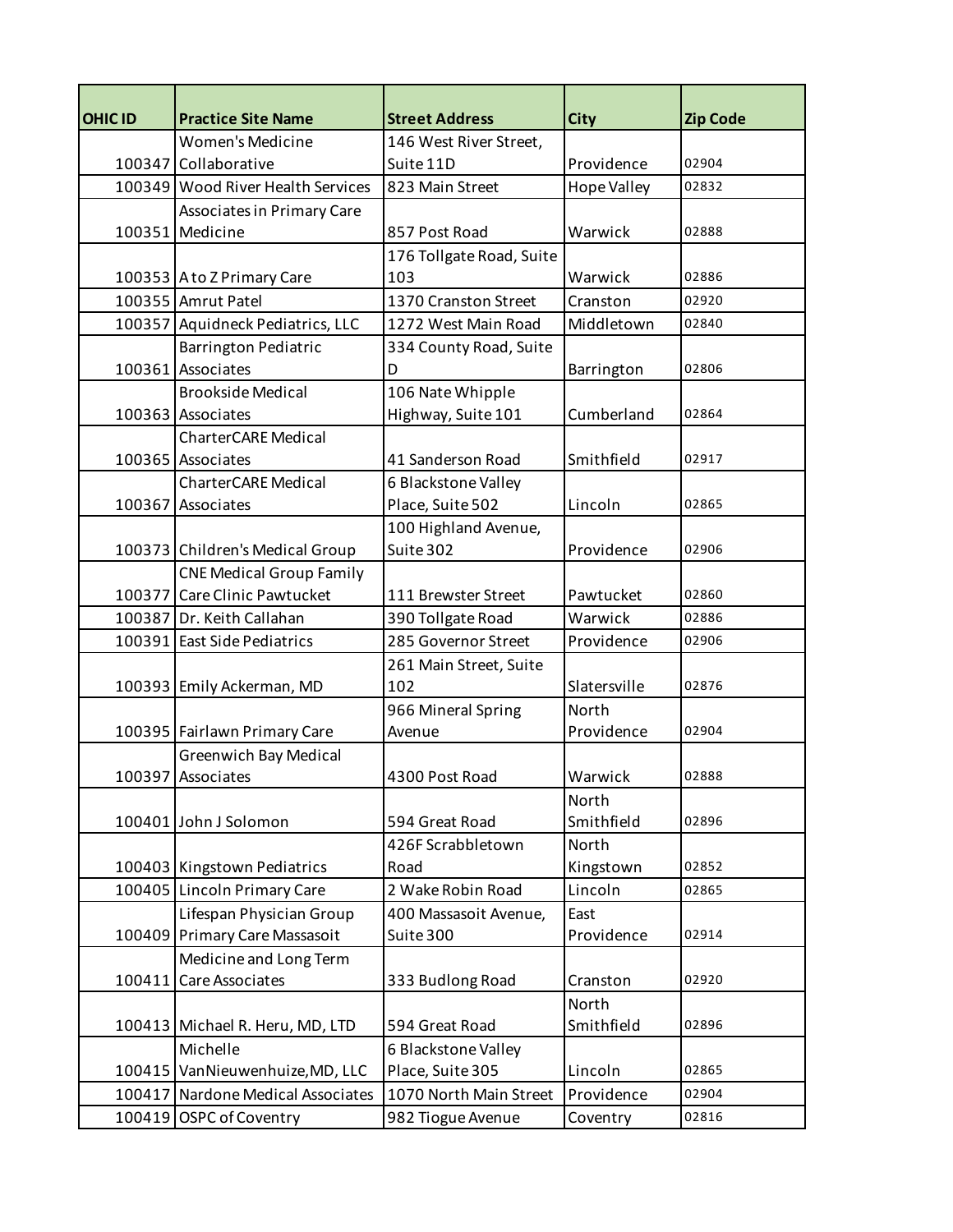| OHIC ID | Practice Site Name | Street Address | City | Zip Code |
| --- | --- | --- | --- | --- |
| 100347 | Women's Medicine Collaborative | 146 West River Street, Suite 11D | Providence | 02904 |
| 100349 | Wood River Health Services | 823 Main Street | Hope Valley | 02832 |
| 100351 | Associates in Primary Care Medicine | 857 Post Road | Warwick | 02888 |
| 100353 | A to Z Primary Care | 176 Tollgate Road, Suite 103 | Warwick | 02886 |
| 100355 | Amrut Patel | 1370 Cranston Street | Cranston | 02920 |
| 100357 | Aquidneck Pediatrics, LLC | 1272 West Main Road | Middletown | 02840 |
| 100361 | Barrington Pediatric Associates | 334 County Road, Suite D | Barrington | 02806 |
| 100363 | Brookside Medical Associates | 106 Nate Whipple Highway, Suite 101 | Cumberland | 02864 |
| 100365 | CharterCARE Medical Associates | 41 Sanderson Road | Smithfield | 02917 |
| 100367 | CharterCARE Medical Associates | 6 Blackstone Valley Place, Suite 502 | Lincoln | 02865 |
| 100373 | Children's Medical Group | 100 Highland Avenue, Suite 302 | Providence | 02906 |
| 100377 | CNE Medical Group Family Care Clinic Pawtucket | 111 Brewster Street | Pawtucket | 02860 |
| 100387 | Dr. Keith Callahan | 390 Tollgate Road | Warwick | 02886 |
| 100391 | East Side Pediatrics | 285 Governor Street | Providence | 02906 |
| 100393 | Emily Ackerman, MD | 261 Main Street, Suite 102 | Slatersville | 02876 |
| 100395 | Fairlawn Primary Care | 966 Mineral Spring Avenue | North Providence | 02904 |
| 100397 | Greenwich Bay Medical Associates | 4300 Post Road | Warwick | 02888 |
| 100401 | John J Solomon | 594 Great Road | North Smithfield | 02896 |
| 100403 | Kingstown Pediatrics | 426F Scrabbletown Road | North Kingstown | 02852 |
| 100405 | Lincoln Primary Care | 2 Wake Robin Road | Lincoln | 02865 |
| 100409 | Lifespan Physician Group Primary Care Massasoit | 400 Massasoit Avenue, Suite 300 | East Providence | 02914 |
| 100411 | Medicine and Long Term Care Associates | 333 Budlong Road | Cranston | 02920 |
| 100413 | Michael R. Heru, MD, LTD | 594 Great Road | North Smithfield | 02896 |
| 100415 | Michelle VanNieuwenhuize,MD, LLC | 6 Blackstone Valley Place, Suite 305 | Lincoln | 02865 |
| 100417 | Nardone Medical Associates | 1070 North Main Street | Providence | 02904 |
| 100419 | OSPC of Coventry | 982 Tiogue Avenue | Coventry | 02816 |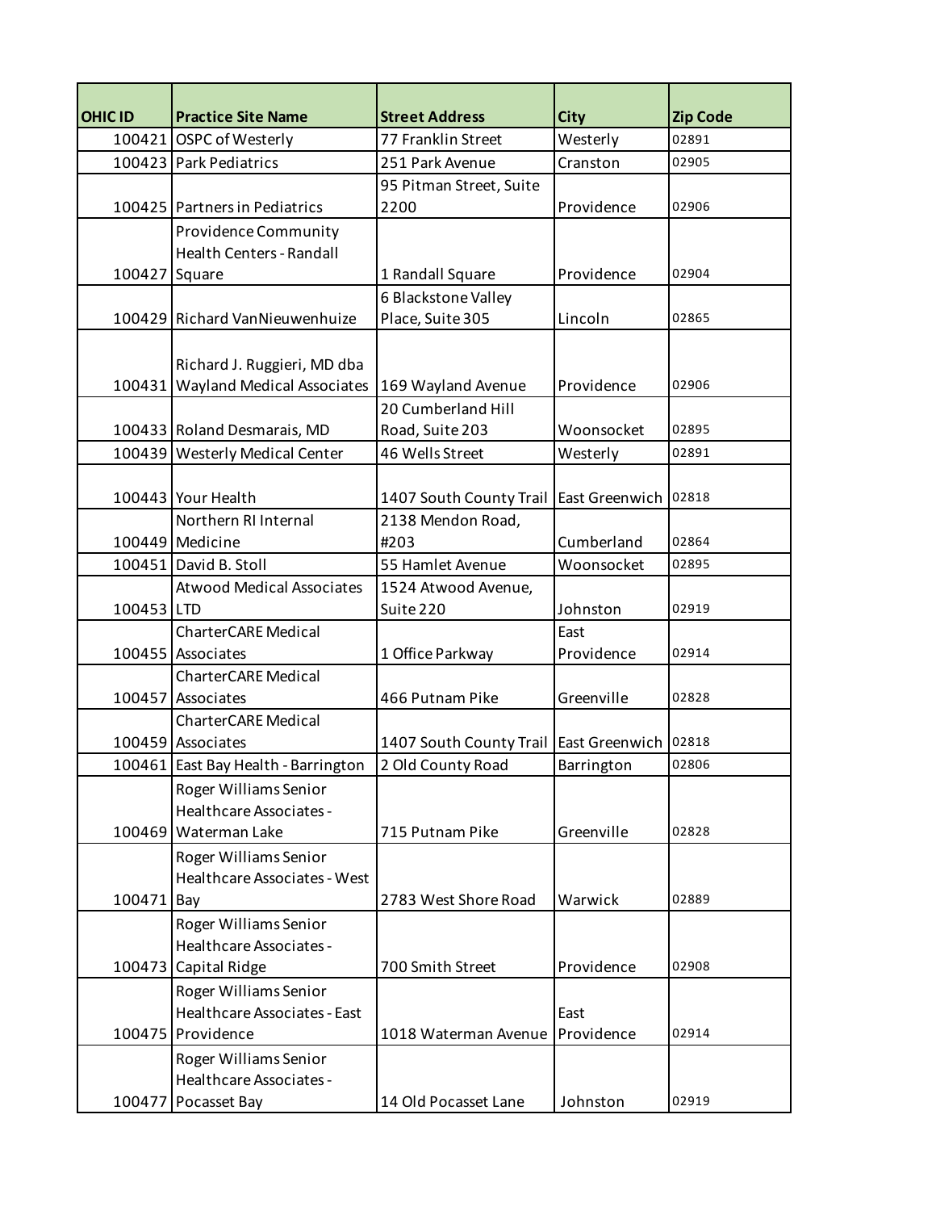| OHIC ID | Practice Site Name | Street Address | City | Zip Code |
|---|---|---|---|---|
| 100421 | OSPC of Westerly | 77 Franklin Street | Westerly | 02891 |
| 100423 | Park Pediatrics | 251 Park Avenue | Cranston | 02905 |
| 100425 | Partners in Pediatrics | 95 Pitman Street, Suite 2200 | Providence | 02906 |
| 100427 | Providence Community Health Centers - Randall Square | 1 Randall Square | Providence | 02904 |
| 100429 | Richard VanNieuwenhuize | 6 Blackstone Valley Place, Suite 305 | Lincoln | 02865 |
| 100431 | Richard J. Ruggieri, MD dba Wayland Medical Associates | 169 Wayland Avenue | Providence | 02906 |
| 100433 | Roland Desmarais, MD | 20 Cumberland Hill Road, Suite 203 | Woonsocket | 02895 |
| 100439 | Westerly Medical Center | 46 Wells Street | Westerly | 02891 |
| 100443 | Your Health | 1407 South County Trail | East Greenwich | 02818 |
| 100449 | Northern RI Internal Medicine | 2138 Mendon Road, #203 | Cumberland | 02864 |
| 100451 | David B. Stoll | 55 Hamlet Avenue | Woonsocket | 02895 |
| 100453 | Atwood Medical Associates LTD | 1524 Atwood Avenue, Suite 220 | Johnston | 02919 |
| 100455 | CharterCARE Medical Associates | 1 Office Parkway | East Providence | 02914 |
| 100457 | CharterCARE Medical Associates | 466 Putnam Pike | Greenville | 02828 |
| 100459 | CharterCARE Medical Associates | 1407 South County Trail | East Greenwich | 02818 |
| 100461 | East Bay Health - Barrington | 2 Old County Road | Barrington | 02806 |
| 100469 | Roger Williams Senior Healthcare Associates - Waterman Lake | 715 Putnam Pike | Greenville | 02828 |
| 100471 | Roger Williams Senior Healthcare Associates - West Bay | 2783 West Shore Road | Warwick | 02889 |
| 100473 | Roger Williams Senior Healthcare Associates - Capital Ridge | 700 Smith Street | Providence | 02908 |
| 100475 | Roger Williams Senior Healthcare Associates - East Providence | 1018 Waterman Avenue | East Providence | 02914 |
| 100477 | Roger Williams Senior Healthcare Associates - Pocasset Bay | 14 Old Pocasset Lane | Johnston | 02919 |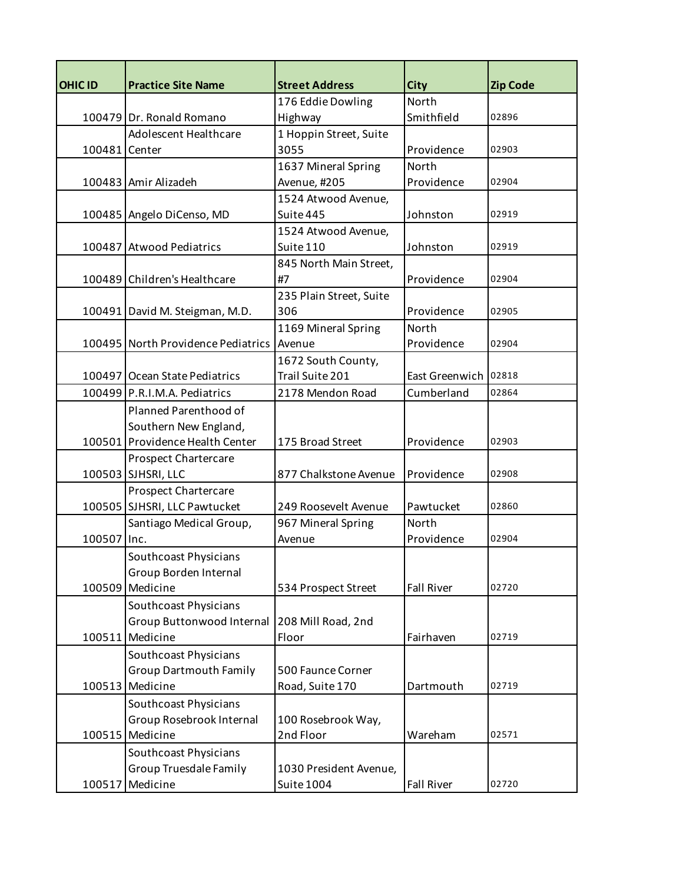| OHIC ID | Practice Site Name | Street Address | City | Zip Code |
| --- | --- | --- | --- | --- |
| 100479 | Dr. Ronald Romano | 176 Eddie Dowling Highway | North Smithfield | 02896 |
| 100481 | Adolescent Healthcare Center | 1 Hoppin Street, Suite 3055 | Providence | 02903 |
| 100483 | Amir Alizadeh | 1637 Mineral Spring Avenue, #205 | North Providence | 02904 |
| 100485 | Angelo DiCenso, MD | 1524 Atwood Avenue, Suite 445 | Johnston | 02919 |
| 100487 | Atwood Pediatrics | 1524 Atwood Avenue, Suite 110 | Johnston | 02919 |
| 100489 | Children's Healthcare | 845 North Main Street, #7 | Providence | 02904 |
| 100491 | David M. Steigman, M.D. | 235 Plain Street, Suite 306 | Providence | 02905 |
| 100495 | North Providence Pediatrics | 1169 Mineral Spring Avenue | North Providence | 02904 |
| 100497 | Ocean State Pediatrics | 1672 South County, Trail Suite 201 | East Greenwich | 02818 |
| 100499 | P.R.I.M.A. Pediatrics | 2178 Mendon Road | Cumberland | 02864 |
| 100501 | Planned Parenthood of Southern New England, Providence Health Center | 175 Broad Street | Providence | 02903 |
| 100503 | Prospect Chartercare SJHSRI, LLC | 877 Chalkstone Avenue | Providence | 02908 |
| 100505 | Prospect Chartercare SJHSRI, LLC Pawtucket | 249 Roosevelt Avenue | Pawtucket | 02860 |
| 100507 | Santiago Medical Group, Inc. | 967 Mineral Spring Avenue | North Providence | 02904 |
| 100509 | Southcoast Physicians Group Borden Internal Medicine | 534 Prospect Street | Fall River | 02720 |
| 100511 | Southcoast Physicians Group Buttonwood Internal Medicine | 208 Mill Road, 2nd Floor | Fairhaven | 02719 |
| 100513 | Southcoast Physicians Group Dartmouth Family Medicine | 500 Faunce Corner Road, Suite 170 | Dartmouth | 02719 |
| 100515 | Southcoast Physicians Group Rosebrook Internal Medicine | 100 Rosebrook Way, 2nd Floor | Wareham | 02571 |
| 100517 | Southcoast Physicians Group Truesdale Family Medicine | 1030 President Avenue, Suite 1004 | Fall River | 02720 |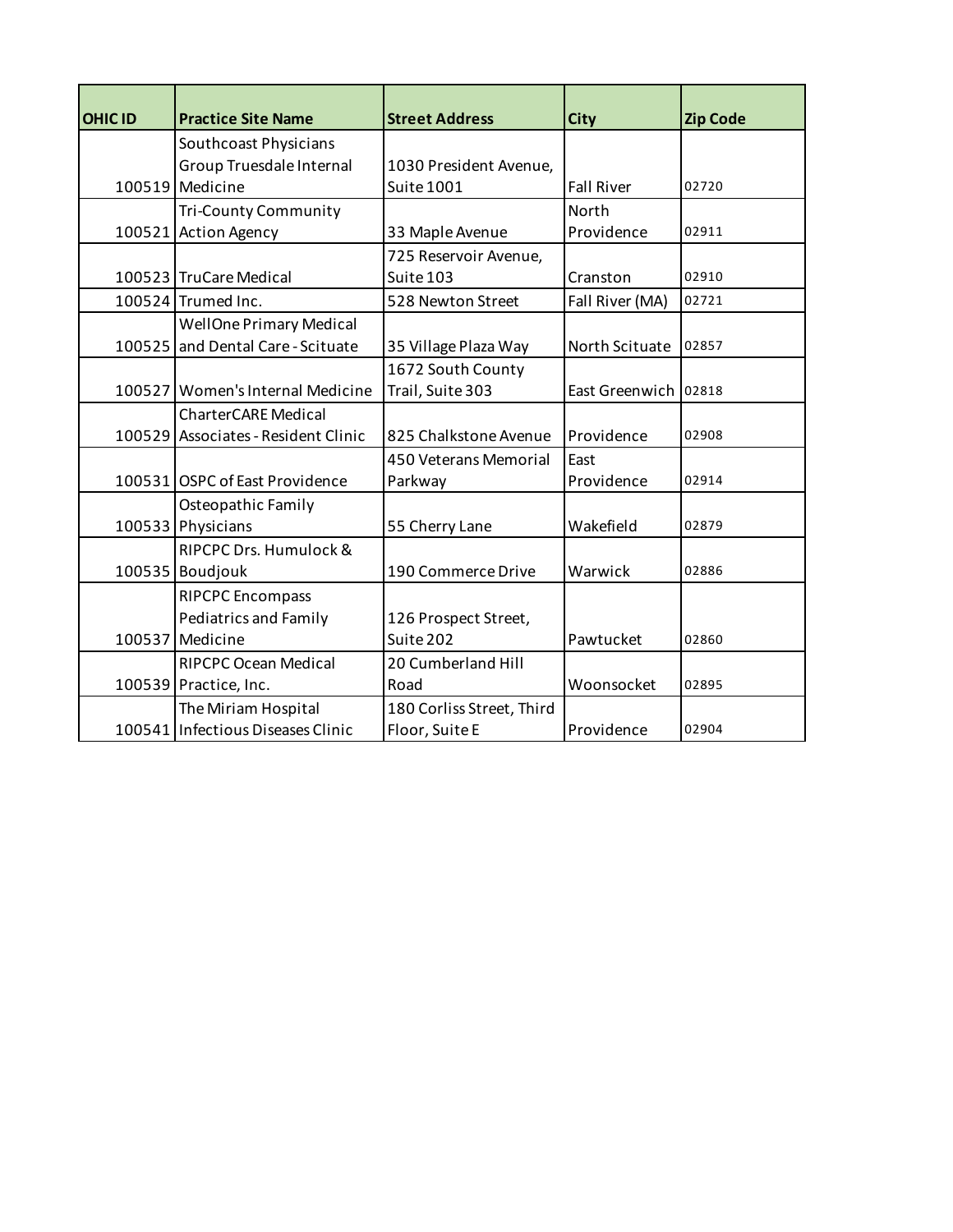| OHIC ID | Practice Site Name | Street Address | City | Zip Code |
| --- | --- | --- | --- | --- |
| 100519 | Southcoast Physicians Group Truesdale Internal Medicine | 1030 President Avenue, Suite 1001 | Fall River | 02720 |
| 100521 | Tri-County Community Action Agency | 33 Maple Avenue | North Providence | 02911 |
| 100523 | TruCare Medical | 725 Reservoir Avenue, Suite 103 | Cranston | 02910 |
| 100524 | Trumed Inc. | 528 Newton Street | Fall River (MA) | 02721 |
| 100525 | WellOne Primary Medical and Dental Care - Scituate | 35 Village Plaza Way | North Scituate | 02857 |
| 100527 | Women's Internal Medicine | 1672 South County Trail, Suite 303 | East Greenwich | 02818 |
| 100529 | CharterCARE Medical Associates - Resident Clinic | 825 Chalkstone Avenue | Providence | 02908 |
| 100531 | OSPC of East Providence | 450 Veterans Memorial Parkway | East Providence | 02914 |
| 100533 | Osteopathic Family Physicians | 55 Cherry Lane | Wakefield | 02879 |
| 100535 | RIPCPC Drs. Humulock & Boudjouk | 190 Commerce Drive | Warwick | 02886 |
| 100537 | RIPCPC Encompass Pediatrics and Family Medicine | 126 Prospect Street, Suite 202 | Pawtucket | 02860 |
| 100539 | RIPCPC Ocean Medical Practice, Inc. | 20 Cumberland Hill Road | Woonsocket | 02895 |
| 100541 | The Miriam Hospital Infectious Diseases Clinic | 180 Corliss Street, Third Floor, Suite E | Providence | 02904 |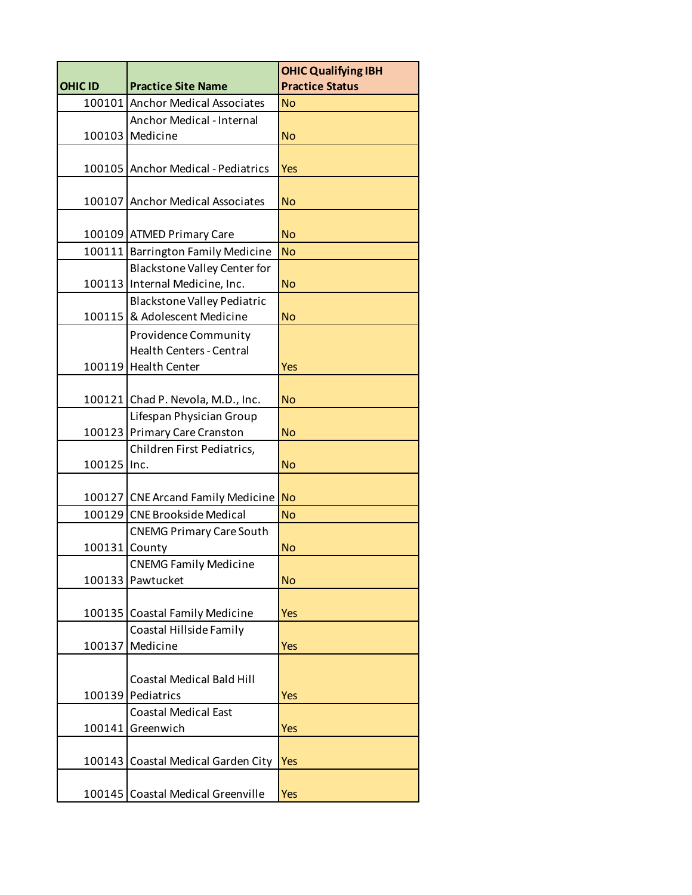| OHIC ID | Practice Site Name | OHIC Qualifying IBH Practice Status |
|---|---|---|
| 100101 | Anchor Medical Associates | No |
| 100103 | Anchor Medical - Internal Medicine | No |
| 100105 | Anchor Medical - Pediatrics | Yes |
| 100107 | Anchor Medical Associates | No |
| 100109 | ATMED Primary Care | No |
| 100111 | Barrington Family Medicine | No |
| 100113 | Blackstone Valley Center for Internal Medicine, Inc. | No |
| 100115 | Blackstone Valley Pediatric & Adolescent Medicine | No |
| 100119 | Providence Community Health Centers - Central Health Center | Yes |
| 100121 | Chad P. Nevola, M.D., Inc. | No |
| 100123 | Lifespan Physician Group Primary Care Cranston | No |
| 100125 | Children First Pediatrics, Inc. | No |
| 100127 | CNE Arcand Family Medicine | No |
| 100129 | CNE Brookside Medical | No |
| 100131 | CNEMG Primary Care South County | No |
| 100133 | CNEMG Family Medicine Pawtucket | No |
| 100135 | Coastal Family Medicine | Yes |
| 100137 | Coastal Hillside Family Medicine | Yes |
| 100139 | Coastal Medical Bald Hill Pediatrics | Yes |
| 100141 | Coastal Medical East Greenwich | Yes |
| 100143 | Coastal Medical Garden City | Yes |
| 100145 | Coastal Medical Greenville | Yes |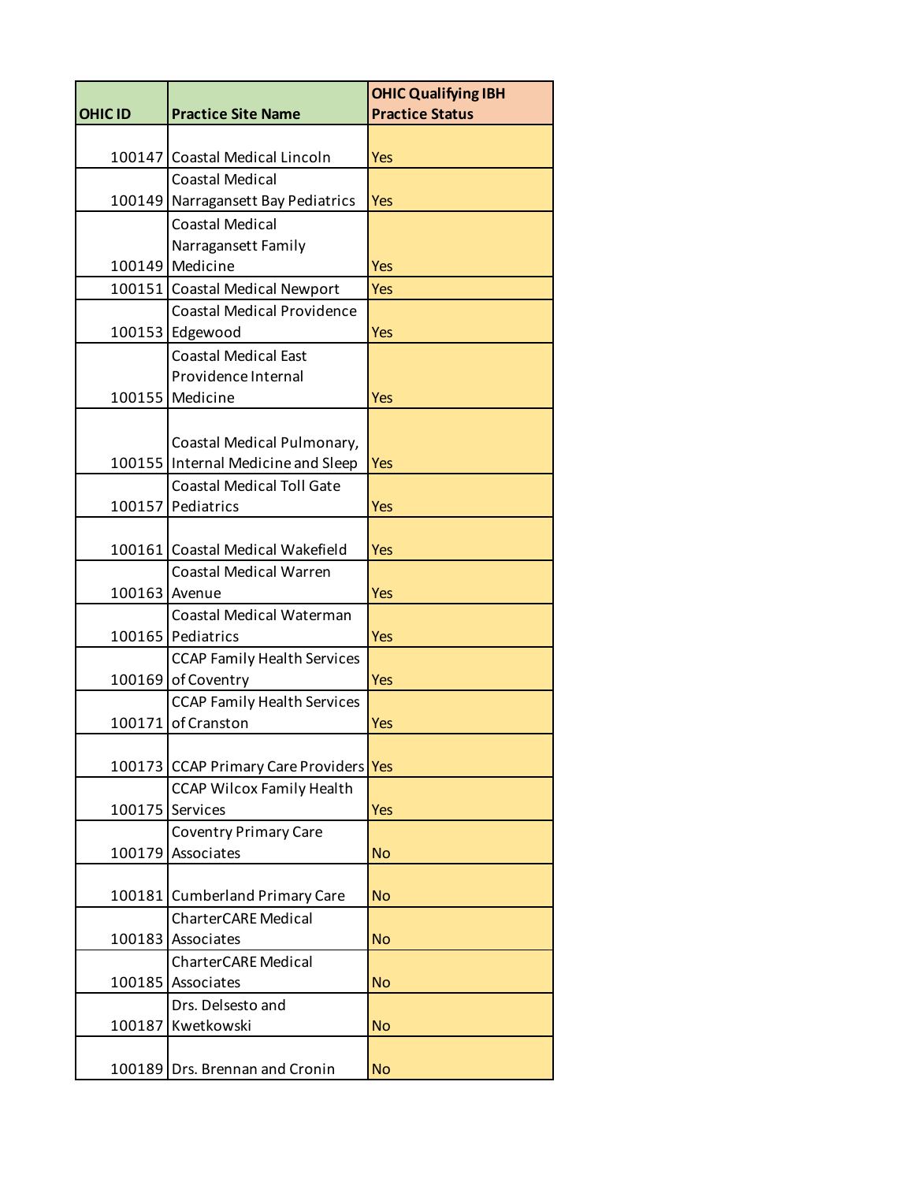| OHIC ID | Practice Site Name | OHIC Qualifying IBH Practice Status |
|---|---|---|
| 100147 | Coastal Medical Lincoln | Yes |
| 100149 | Coastal Medical Narragansett Bay Pediatrics | Yes |
| 100149 | Coastal Medical Narragansett Family Medicine | Yes |
| 100151 | Coastal Medical Newport | Yes |
| 100153 | Coastal Medical Providence Edgewood | Yes |
| 100155 | Coastal Medical East Providence Internal Medicine | Yes |
| 100155 | Coastal Medical Pulmonary, Internal Medicine and Sleep | Yes |
| 100157 | Coastal Medical Toll Gate Pediatrics | Yes |
| 100161 | Coastal Medical Wakefield | Yes |
| 100163 | Coastal Medical Warren Avenue | Yes |
| 100165 | Coastal Medical Waterman Pediatrics | Yes |
| 100169 | CCAP Family Health Services of Coventry | Yes |
| 100171 | CCAP Family Health Services of Cranston | Yes |
| 100173 | CCAP Primary Care Providers | Yes |
| 100175 | CCAP Wilcox Family Health Services | Yes |
| 100179 | Coventry Primary Care Associates | No |
| 100181 | Cumberland Primary Care | No |
| 100183 | CharterCARE Medical Associates | No |
| 100185 | CharterCARE Medical Associates | No |
| 100187 | Drs. Delsesto and Kwetkowski | No |
| 100189 | Drs. Brennan and Cronin | No |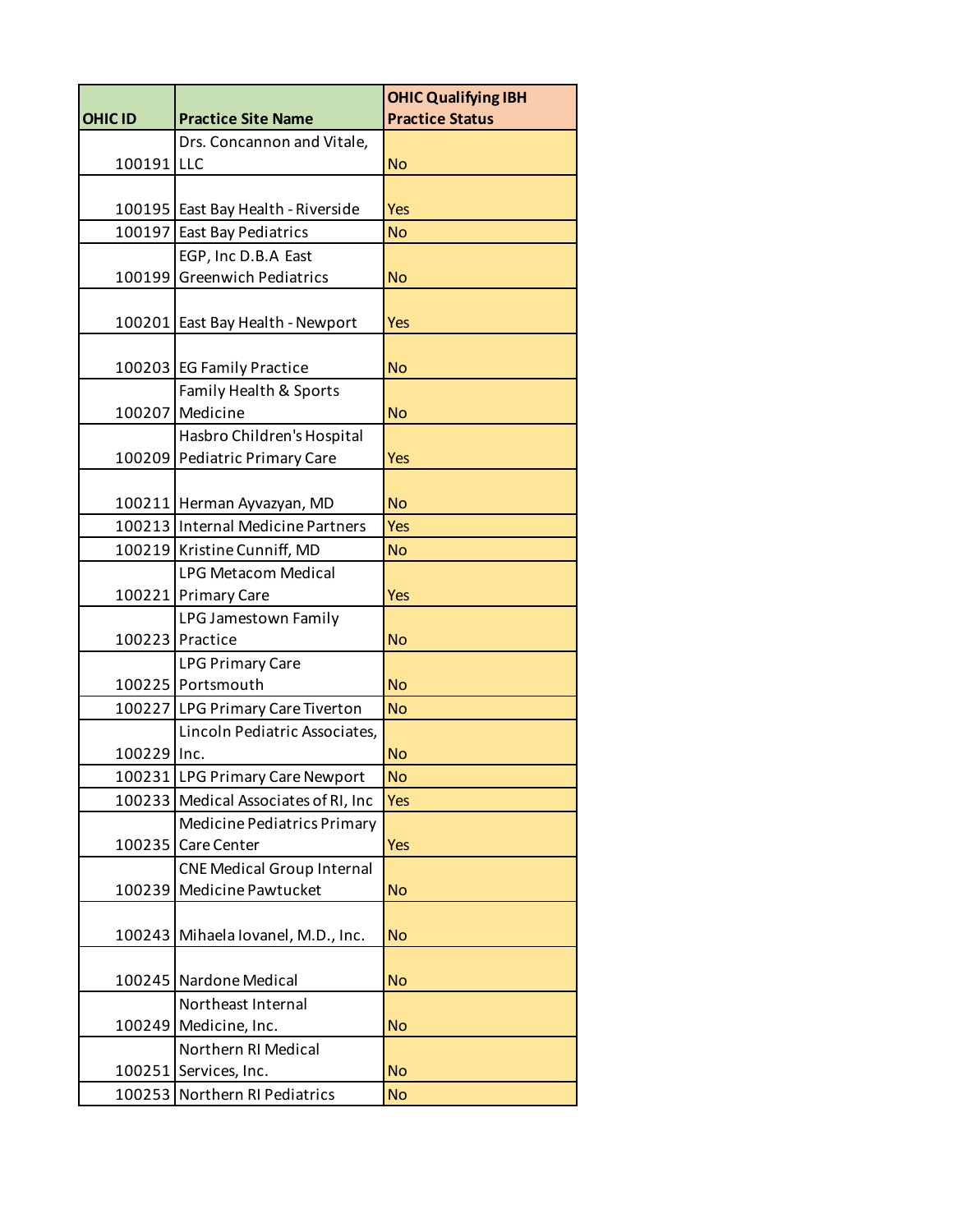| OHIC ID | Practice Site Name | OHIC Qualifying IBH Practice Status |
|---|---|---|
| 100191 | Drs. Concannon and Vitale, LLC | No |
| 100195 | East Bay Health - Riverside | Yes |
| 100197 | East Bay Pediatrics | No |
| 100199 | EGP, Inc D.B.A East Greenwich Pediatrics | No |
| 100201 | East Bay Health - Newport | Yes |
| 100203 | EG Family Practice | No |
| 100207 | Family Health & Sports Medicine | No |
| 100209 | Hasbro Children's Hospital Pediatric Primary Care | Yes |
| 100211 | Herman Ayvazyan, MD | No |
| 100213 | Internal Medicine Partners | Yes |
| 100219 | Kristine Cunniff, MD | No |
| 100221 | LPG Metacom Medical Primary Care | Yes |
| 100223 | LPG Jamestown Family Practice | No |
| 100225 | LPG Primary Care Portsmouth | No |
| 100227 | LPG Primary Care Tiverton | No |
| 100229 | Lincoln Pediatric Associates, Inc. | No |
| 100231 | LPG Primary Care Newport | No |
| 100233 | Medical Associates of RI, Inc | Yes |
| 100235 | Medicine Pediatrics Primary Care Center | Yes |
| 100239 | CNE Medical Group Internal Medicine Pawtucket | No |
| 100243 | Mihaela Iovanel, M.D., Inc. | No |
| 100245 | Nardone Medical | No |
| 100249 | Northeast Internal Medicine, Inc. | No |
| 100251 | Northern RI Medical Services, Inc. | No |
| 100253 | Northern RI Pediatrics | No |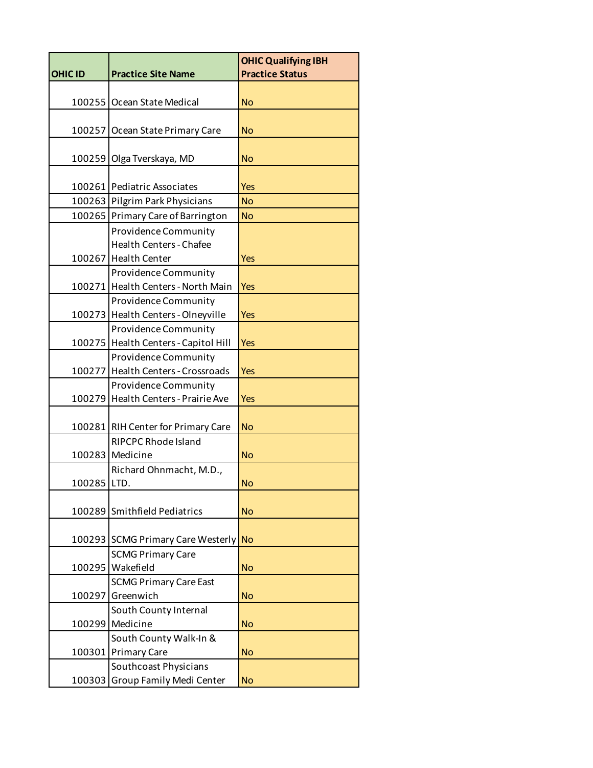| OHIC ID | Practice Site Name | OHIC Qualifying IBH Practice Status |
|---|---|---|
| 100255 | Ocean State Medical | No |
| 100257 | Ocean State Primary Care | No |
| 100259 | Olga Tverskaya, MD | No |
| 100261 | Pediatric Associates | Yes |
| 100263 | Pilgrim Park Physicians | No |
| 100265 | Primary Care of Barrington | No |
| 100267 | Providence Community Health Centers - Chafee Health Center | Yes |
| 100271 | Providence Community Health Centers - North Main | Yes |
| 100273 | Providence Community Health Centers - Olneyville | Yes |
| 100275 | Providence Community Health Centers - Capitol Hill | Yes |
| 100277 | Providence Community Health Centers - Crossroads | Yes |
| 100279 | Providence Community Health Centers - Prairie Ave | Yes |
| 100281 | RIH Center for Primary Care | No |
| 100283 | RIPCPC Rhode Island Medicine | No |
| 100285 | Richard Ohnmacht, M.D., LTD. | No |
| 100289 | Smithfield Pediatrics | No |
| 100293 | SCMG Primary Care Westerly | No |
| 100295 | SCMG Primary Care Wakefield | No |
| 100297 | SCMG Primary Care East Greenwich | No |
| 100299 | South County Internal Medicine | No |
| 100301 | South County Walk-In & Primary Care | No |
| 100303 | Southcoast Physicians Group Family Medi Center | No |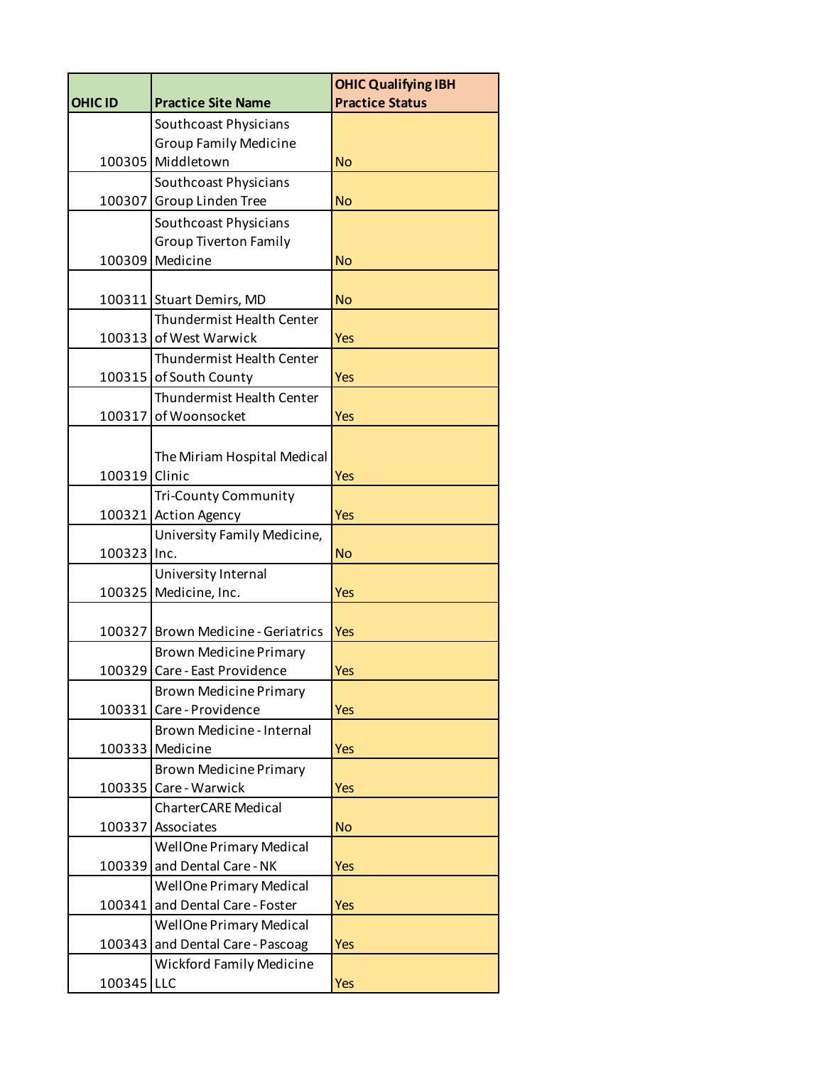| OHIC ID | Practice Site Name | OHIC Qualifying IBH Practice Status |
|---|---|---|
| 100305 | Southcoast Physicians Group Family Medicine Middletown | No |
| 100307 | Southcoast Physicians Group Linden Tree | No |
| 100309 | Southcoast Physicians Group Tiverton Family Medicine | No |
| 100311 | Stuart Demirs, MD | No |
| 100313 | Thundermist Health Center of West Warwick | Yes |
| 100315 | Thundermist Health Center of South County | Yes |
| 100317 | Thundermist Health Center of Woonsocket | Yes |
| 100319 | The Miriam Hospital Medical Clinic | Yes |
| 100321 | Tri-County Community Action Agency | Yes |
| 100323 | University Family Medicine, Inc. | No |
| 100325 | University Internal Medicine, Inc. | Yes |
| 100327 | Brown Medicine - Geriatrics | Yes |
| 100329 | Brown Medicine Primary Care - East Providence | Yes |
| 100331 | Brown Medicine Primary Care - Providence | Yes |
| 100333 | Brown Medicine - Internal Medicine | Yes |
| 100335 | Brown Medicine Primary Care - Warwick | Yes |
| 100337 | CharterCARE Medical Associates | No |
| 100339 | WellOne Primary Medical and Dental Care - NK | Yes |
| 100341 | WellOne Primary Medical and Dental Care - Foster | Yes |
| 100343 | WellOne Primary Medical and Dental Care - Pascoag | Yes |
| 100345 | Wickford Family Medicine LLC | Yes |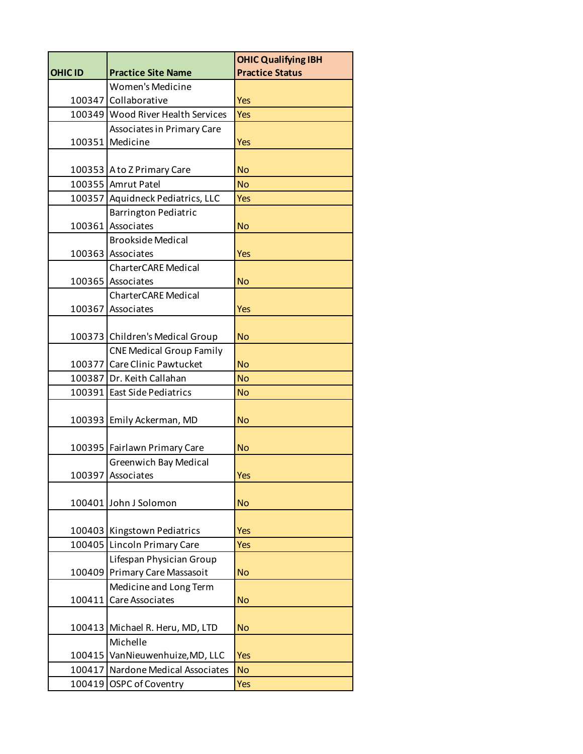| OHIC ID | Practice Site Name | OHIC Qualifying IBH Practice Status |
| --- | --- | --- |
| 100347 | Women's Medicine Collaborative | Yes |
| 100349 | Wood River Health Services | Yes |
| 100351 | Associates in Primary Care Medicine | Yes |
| 100353 | A to Z Primary Care | No |
| 100355 | Amrut Patel | No |
| 100357 | Aquidneck Pediatrics, LLC | Yes |
| 100361 | Barrington Pediatric Associates | No |
| 100363 | Brookside Medical Associates | Yes |
| 100365 | CharterCARE Medical Associates | No |
| 100367 | CharterCARE Medical Associates | Yes |
| 100373 | Children's Medical Group | No |
| 100377 | CNE Medical Group Family Care Clinic Pawtucket | No |
| 100387 | Dr. Keith Callahan | No |
| 100391 | East Side Pediatrics | No |
| 100393 | Emily Ackerman, MD | No |
| 100395 | Fairlawn Primary Care | No |
| 100397 | Greenwich Bay Medical Associates | Yes |
| 100401 | John J Solomon | No |
| 100403 | Kingstown Pediatrics | Yes |
| 100405 | Lincoln Primary Care | Yes |
| 100409 | Lifespan Physician Group Primary Care Massasoit | No |
| 100411 | Medicine and Long Term Care Associates | No |
| 100413 | Michael R. Heru, MD, LTD | No |
| 100415 | Michelle VanNieuwenhuize, MD, LLC | Yes |
| 100417 | Nardone Medical Associates | No |
| 100419 | OSPC of Coventry | Yes |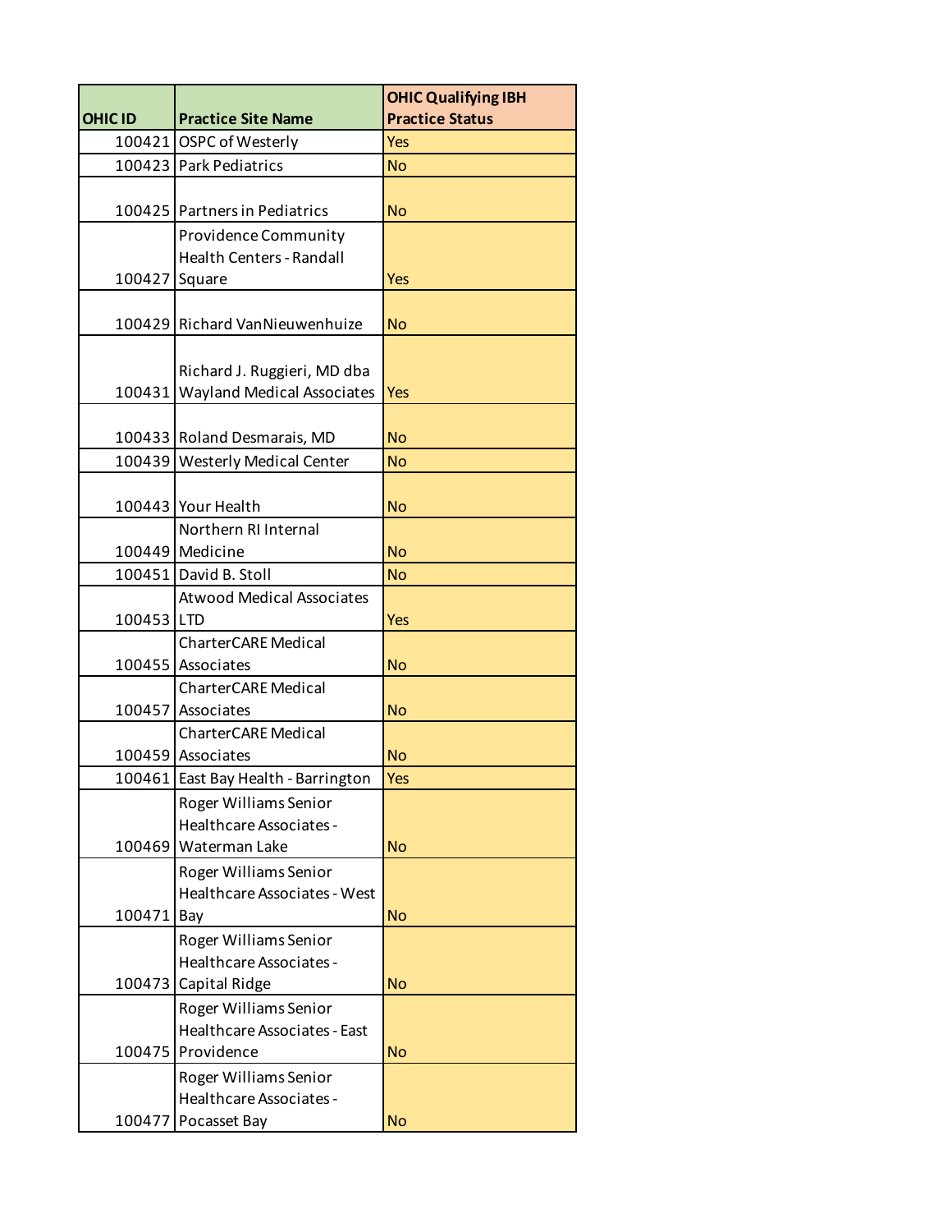| OHIC ID | Practice Site Name | OHIC Qualifying IBH Practice Status |
|---|---|---|
| 100421 | OSPC of Westerly | Yes |
| 100423 | Park Pediatrics | No |
| 100425 | Partners in Pediatrics | No |
| 100427 | Providence Community Health Centers - Randall Square | Yes |
| 100429 | Richard VanNieuwenhuize | No |
| 100431 | Richard J. Ruggieri, MD dba Wayland Medical Associates | Yes |
| 100433 | Roland Desmarais, MD | No |
| 100439 | Westerly Medical Center | No |
| 100443 | Your Health | No |
| 100449 | Northern RI Internal Medicine | No |
| 100451 | David B. Stoll | No |
| 100453 | Atwood Medical Associates LTD | Yes |
| 100455 | CharterCARE Medical Associates | No |
| 100457 | CharterCARE Medical Associates | No |
| 100459 | CharterCARE Medical Associates | No |
| 100461 | East Bay Health - Barrington | Yes |
| 100469 | Roger Williams Senior Healthcare Associates - Waterman Lake | No |
| 100471 | Roger Williams Senior Healthcare Associates - West Bay | No |
| 100473 | Roger Williams Senior Healthcare Associates - Capital Ridge | No |
| 100475 | Roger Williams Senior Healthcare Associates - East Providence | No |
| 100477 | Roger Williams Senior Healthcare Associates - Pocasset Bay | No |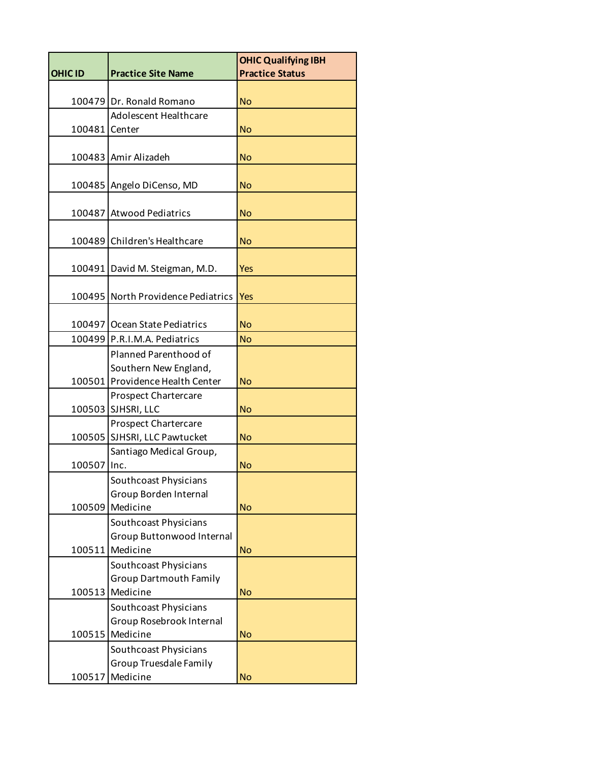| OHIC ID | Practice Site Name | OHIC Qualifying IBH Practice Status |
|---|---|---|
| 100479 | Dr. Ronald Romano | No |
| 100481 | Adolescent Healthcare Center | No |
| 100483 | Amir Alizadeh | No |
| 100485 | Angelo DiCenso, MD | No |
| 100487 | Atwood Pediatrics | No |
| 100489 | Children's Healthcare | No |
| 100491 | David M. Steigman, M.D. | Yes |
| 100495 | North Providence Pediatrics | Yes |
| 100497 | Ocean State Pediatrics | No |
| 100499 | P.R.I.M.A. Pediatrics | No |
| 100501 | Planned Parenthood of Southern New England, Providence Health Center | No |
| 100503 | Prospect Chartercare SJHSRI, LLC | No |
| 100505 | Prospect Chartercare SJHSRI, LLC Pawtucket | No |
| 100507 | Santiago Medical Group, Inc. | No |
| 100509 | Southcoast Physicians Group Borden Internal Medicine | No |
| 100511 | Southcoast Physicians Group Buttonwood Internal Medicine | No |
| 100513 | Southcoast Physicians Group Dartmouth Family Medicine | No |
| 100515 | Southcoast Physicians Group Rosebrook Internal Medicine | No |
| 100517 | Southcoast Physicians Group Truesdale Family Medicine | No |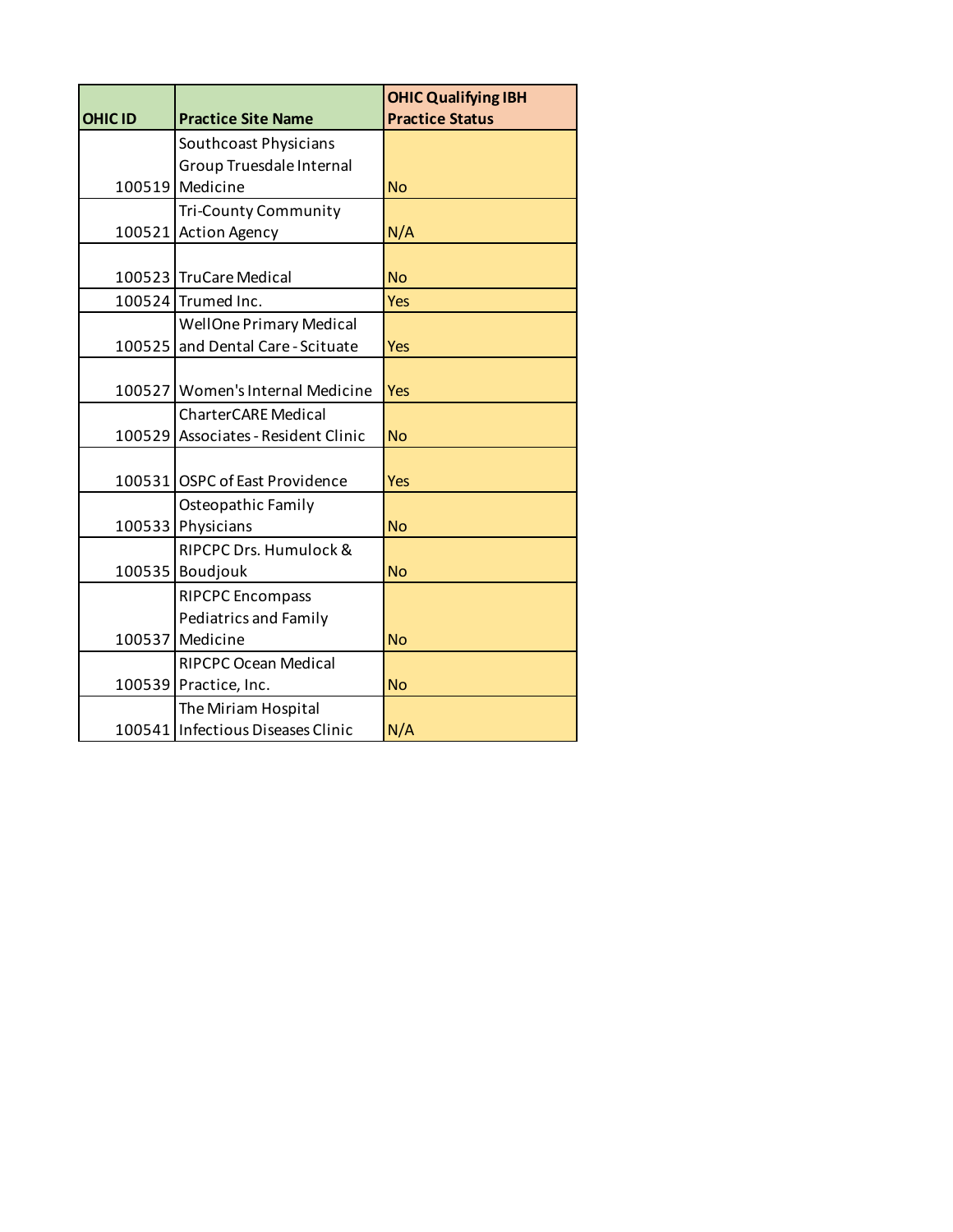| OHIC ID | Practice Site Name | OHIC Qualifying IBH Practice Status |
|---|---|---|
| 100519 | Southcoast Physicians Group Truesdale Internal Medicine | No |
| 100521 | Tri-County Community Action Agency | N/A |
| 100523 | TruCare Medical | No |
| 100524 | Trumed Inc. | Yes |
| 100525 | WellOne Primary Medical and Dental Care - Scituate | Yes |
| 100527 | Women's Internal Medicine | Yes |
| 100529 | CharterCARE Medical Associates - Resident Clinic | No |
| 100531 | OSPC of East Providence | Yes |
| 100533 | Osteopathic Family Physicians | No |
| 100535 | RIPCPC Drs. Humulock & Boudjouk | No |
| 100537 | RIPCPC Encompass Pediatrics and Family Medicine | No |
| 100539 | RIPCPC Ocean Medical Practice, Inc. | No |
| 100541 | The Miriam Hospital Infectious Diseases Clinic | N/A |